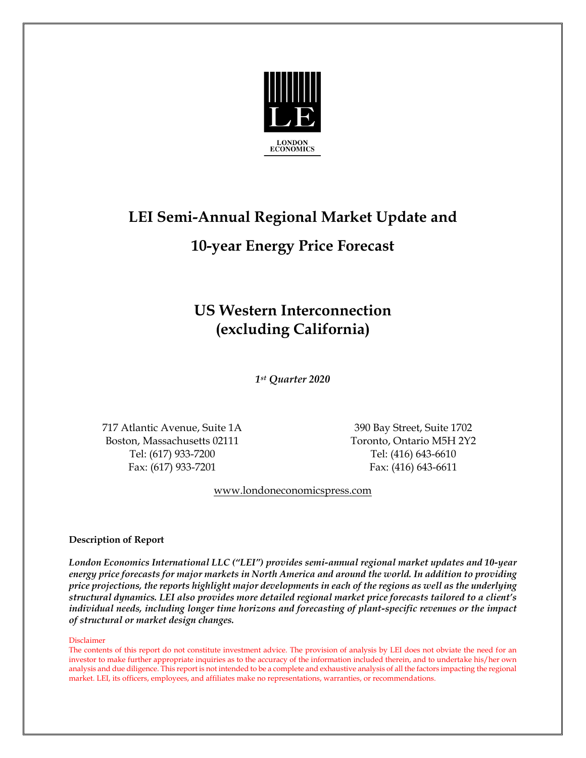LONDON ECONOMICS

# LEI Semi-Annual Regional Market Update and 10-year Energy Price Forecast

## US Western Interconnection (excluding California)

***1st Quarter 2020***

717 Atlantic Avenue, Suite 1A
Boston, Massachusetts 02111
Tel: (617) 933-7200
Fax: (617) 933-7201

390 Bay Street, Suite 1702
Toronto, Ontario M5H 2Y2
Tel: (416) 643-6610
Fax: (416) 643-6611

www.londoneconomicspress.com

**Description of Report**

***London Economics International LLC ("LEI") provides semi-annual regional market updates and 10-year energy price forecasts for major markets in North America and around the world. In addition to providing price projections, the reports highlight major developments in each of the regions as well as the underlying structural dynamics. LEI also provides more detailed regional market price forecasts tailored to a client's individual needs, including longer time horizons and forecasting of plant-specific revenues or the impact of structural or market design changes.***

Disclaimer

The contents of this report do not constitute investment advice. The provision of analysis by LEI does not obviate the need for an investor to make further appropriate inquiries as to the accuracy of the information included therein, and to undertake his/her own analysis and due diligence. This report is not intended to be a complete and exhaustive analysis of all the factors impacting the regional market. LEI, its officers, employees, and affiliates make no representations, warranties, or recommendations.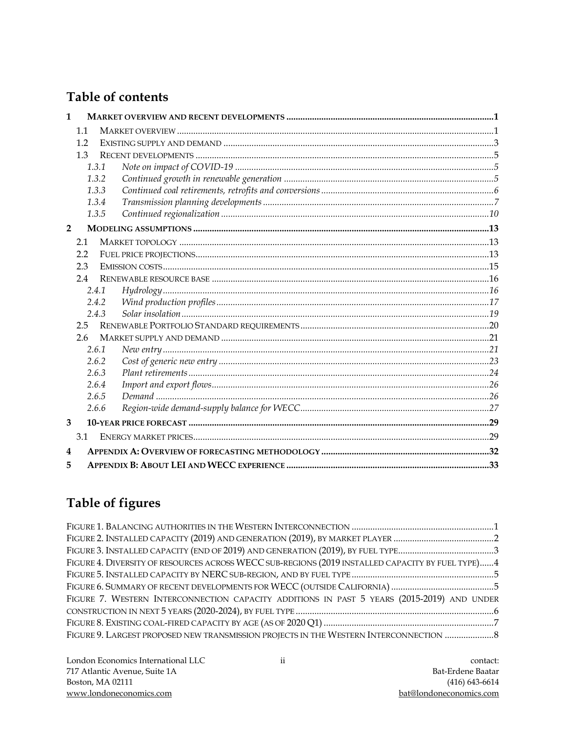## Table of contents

1 MARKET OVERVIEW AND RECENT DEVELOPMENTS .......... 1
- 1.1 MARKET OVERVIEW .......... 1
- 1.2 EXISTING SUPPLY AND DEMAND .......... 3
- 1.3 RECENT DEVELOPMENTS .......... 5
  - *1.3.1 Note on impact of COVID-19 .......... 5*
  - *1.3.2 Continued growth in renewable generation .......... 5*
  - *1.3.3 Continued coal retirements, retrofits and conversions .......... 6*
  - *1.3.4 Transmission planning developments .......... 7*
  - *1.3.5 Continued regionalization .......... 10*

2 MODELING ASSUMPTIONS .......... 13
- 2.1 MARKET TOPOLOGY .......... 13
- 2.2 FUEL PRICE PROJECTIONS .......... 13
- 2.3 EMISSION COSTS .......... 15
- 2.4 RENEWABLE RESOURCE BASE .......... 16
  - *2.4.1 Hydrology .......... 16*
  - *2.4.2 Wind production profiles .......... 17*
  - *2.4.3 Solar insolation .......... 19*
- 2.5 RENEWABLE PORTFOLIO STANDARD REQUIREMENTS .......... 20
- 2.6 MARKET SUPPLY AND DEMAND .......... 21
  - *2.6.1 New entry .......... 21*
  - *2.6.2 Cost of generic new entry .......... 23*
  - *2.6.3 Plant retirements .......... 24*
  - *2.6.4 Import and export flows .......... 26*
  - *2.6.5 Demand .......... 26*
  - *2.6.6 Region-wide demand-supply balance for WECC .......... 27*

3 10-YEAR PRICE FORECAST .......... 29
- 3.1 ENERGY MARKET PRICES .......... 29

4 APPENDIX A: OVERVIEW OF FORECASTING METHODOLOGY .......... 32

5 APPENDIX B: ABOUT LEI AND WECC EXPERIENCE .......... 33

## Table of figures

FIGURE 1. BALANCING AUTHORITIES IN THE WESTERN INTERCONNECTION .......... 1
FIGURE 2. INSTALLED CAPACITY (2019) AND GENERATION (2019), BY MARKET PLAYER .......... 2
FIGURE 3. INSTALLED CAPACITY (END OF 2019) AND GENERATION (2019), BY FUEL TYPE .......... 3
FIGURE 4. DIVERSITY OF RESOURCES ACROSS WECC SUB-REGIONS (2019 INSTALLED CAPACITY BY FUEL TYPE) .......... 4
FIGURE 5. INSTALLED CAPACITY BY NERC SUB-REGION, AND BY FUEL TYPE .......... 5
FIGURE 6. SUMMARY OF RECENT DEVELOPMENTS FOR WECC (OUTSIDE CALIFORNIA) .......... 5
FIGURE 7. WESTERN INTERCONNECTION CAPACITY ADDITIONS IN PAST 5 YEARS (2015-2019) AND UNDER CONSTRUCTION IN NEXT 5 YEARS (2020-2024), BY FUEL TYPE .......... 6
FIGURE 8. EXISTING COAL-FIRED CAPACITY BY AGE (AS OF 2020 Q1) .......... 7
FIGURE 9. LARGEST PROPOSED NEW TRANSMISSION PROJECTS IN THE WESTERN INTERCONNECTION .......... 8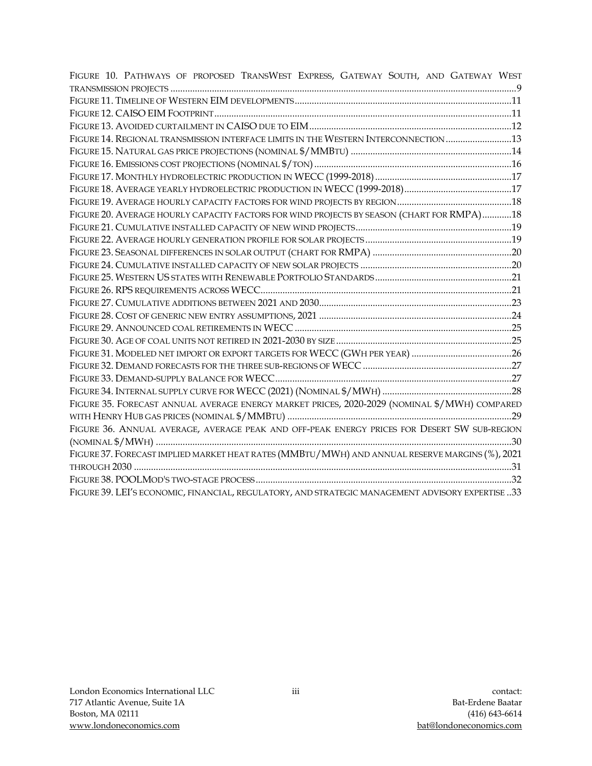Figure 10. Pathways of proposed TransWest Express, Gateway South, and Gateway West transmission projects ....9
Figure 11. Timeline of Western EIM developments ....11
Figure 12. CAISO EIM Footprint ....11
Figure 13. Avoided curtailment in CAISO due to EIM ....12
Figure 14. Regional transmission interface limits in the Western Interconnection ....13
Figure 15. Natural gas price projections (nominal $/MMBtu) ....14
Figure 16. Emissions cost projections (nominal $/ton) ....16
Figure 17. Monthly hydroelectric production in WECC (1999-2018) ....17
Figure 18. Average yearly hydroelectric production in WECC (1999-2018) ....17
Figure 19. Average hourly capacity factors for wind projects by region ....18
Figure 20. Average hourly capacity factors for wind projects by season (chart for RMPA) ....18
Figure 21. Cumulative installed capacity of new wind projects ....19
Figure 22. Average hourly generation profile for solar projects ....19
Figure 23. Seasonal differences in solar output (chart for RMPA) ....20
Figure 24. Cumulative installed capacity of new solar projects ....20
Figure 25. Western US states with Renewable Portfolio Standards ....21
Figure 26. RPS requirements across WECC ....21
Figure 27. Cumulative additions between 2021 and 2030 ....23
Figure 28. Cost of generic new entry assumptions, 2021 ....24
Figure 29. Announced coal retirements in WECC ....25
Figure 30. Age of coal units not retired in 2021-2030 by size ....25
Figure 31. Modeled net import or export targets for WECC (GWh per year) ....26
Figure 32. Demand forecasts for the three sub-regions of WECC ....27
Figure 33. Demand-supply balance for WECC ....27
Figure 34. Internal supply curve for WECC (2021) (Nominal $/MWh) ....28
Figure 35. Forecast annual average energy market prices, 2020-2029 (nominal $/MWh) compared with Henry Hub gas prices (nominal $/MMBtu) ....29
Figure 36. Annual average, average peak and off-peak energy prices for Desert SW sub-region (nominal $/MWh) ....30
Figure 37. Forecast implied market heat rates (MMBtu/MWh) and annual reserve margins (%), 2021 through 2030 ....31
Figure 38. POOLMod's two-stage process ....32
Figure 39. LEI's economic, financial, regulatory, and strategic management advisory expertise ....33